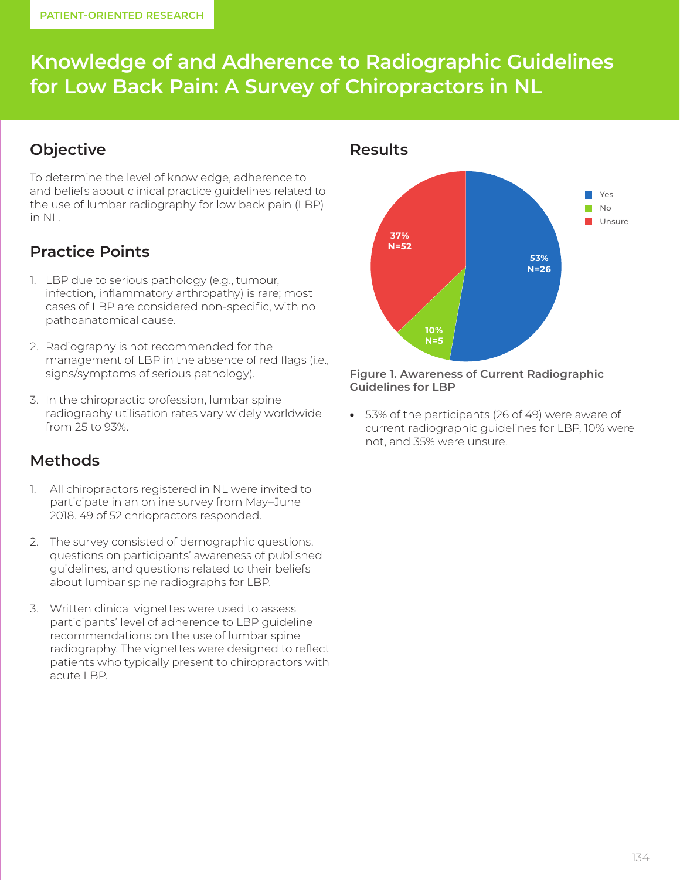PATIENT-ORIENTED RESEARCH

# Knowledge of and Adherence to Radiographic Guidelines for Low Back Pain: A Survey of Chiropractors in NL

## Objective

To determine the level of knowledge, adherence to and beliefs about clinical practice guidelines related to the use of lumbar radiography for low back pain (LBP) in NL.

## Practice Points

1. LBP due to serious pathology (e.g., tumour, infection, inflammatory arthropathy) is rare; most cases of LBP are considered non-specific, with no pathoanatomical cause.
2. Radiography is not recommended for the management of LBP in the absence of red flags (i.e., signs/symptoms of serious pathology).
3. In the chiropractic profession, lumbar spine radiography utilisation rates vary widely worldwide from 25 to 93%.

## Methods

1. All chiropractors registered in NL were invited to participate in an online survey from May–June 2018. 49 of 52 chriopractors responded.
2. The survey consisted of demographic questions, questions on participants' awareness of published guidelines, and questions related to their beliefs about lumbar spine radiographs for LBP.
3. Written clinical vignettes were used to assess participants' level of adherence to LBP guideline recommendations on the use of lumbar spine radiography. The vignettes were designed to reflect patients who typically present to chiropractors with acute LBP.

## Results

| Response | Percentage | N |
|---|---|---|
| Yes | 53% | N=26 |
| No | 10% | N=5 |
| Unsure | 37% | N=52 |

**Figure 1. Awareness of Current Radiographic Guidelines for LBP**

- 53% of the participants (26 of 49) were aware of current radiographic guidelines for LBP, 10% were not, and 35% were unsure.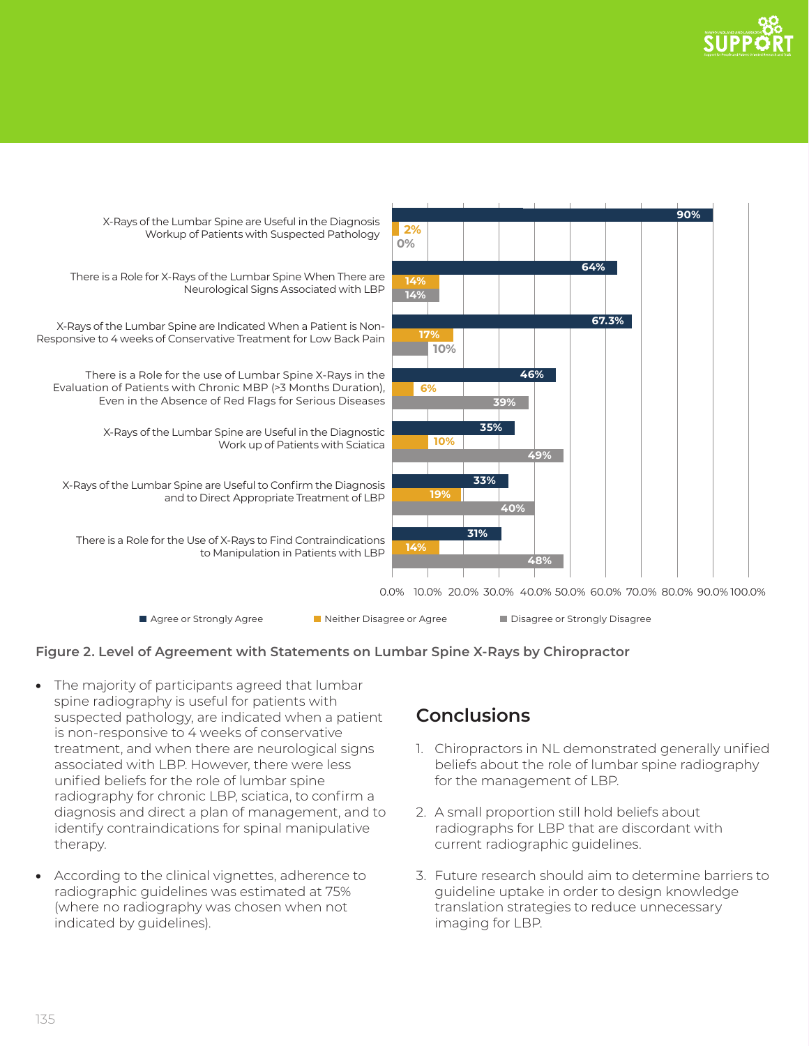X-Rays of the Lumbar Spine are Useful in the Diagnosis Workup of Patients with Suspected Pathology
90%
2%
0%

There is a Role for X-Rays of the Lumbar Spine When There are Neurological Signs Associated with LBP
64%
14%
14%

X-Rays of the Lumbar Spine are Indicated When a Patient is Non-Responsive to 4 weeks of Conservative Treatment for Low Back Pain
67.3%
17%
10%

There is a Role for the use of Lumbar Spine X-Rays in the Evaluation of Patients with Chronic MBP (>3 Months Duration), Even in the Absence of Red Flags for Serious Diseases
46%
6%
39%

X-Rays of the Lumbar Spine are Useful in the Diagnostic Work up of Patients with Sciatica
35%
10%
49%

X-Rays of the Lumbar Spine are Useful to Confirm the Diagnosis and to Direct Appropriate Treatment of LBP
33%
19%
40%

There is a Role for the Use of X-Rays to Find Contraindications to Manipulation in Patients with LBP
31%
14%
48%

0.0% 10.0% 20.0% 30.0% 40.0% 50.0% 60.0% 70.0% 80.0% 90.0% 100.0%

Agree or Strongly Agree
Neither Disagree or Agree
Disagree or Strongly Disagree

**Figure 2. Level of Agreement with Statements on Lumbar Spine X-Rays by Chiropractor**

- The majority of participants agreed that lumbar spine radiography is useful for patients with suspected pathology, are indicated when a patient is non-responsive to 4 weeks of conservative treatment, and when there are neurological signs associated with LBP. However, there were less unified beliefs for the role of lumbar spine radiography for chronic LBP, sciatica, to confirm a diagnosis and direct a plan of management, and to identify contraindications for spinal manipulative therapy.
- According to the clinical vignettes, adherence to radiographic guidelines was estimated at 75% (where no radiography was chosen when not indicated by guidelines).

## Conclusions

1. Chiropractors in NL demonstrated generally unified beliefs about the role of lumbar spine radiography for the management of LBP.
2. A small proportion still hold beliefs about radiographs for LBP that are discordant with current radiographic guidelines.
3. Future research should aim to determine barriers to guideline uptake in order to design knowledge translation strategies to reduce unnecessary imaging for LBP.